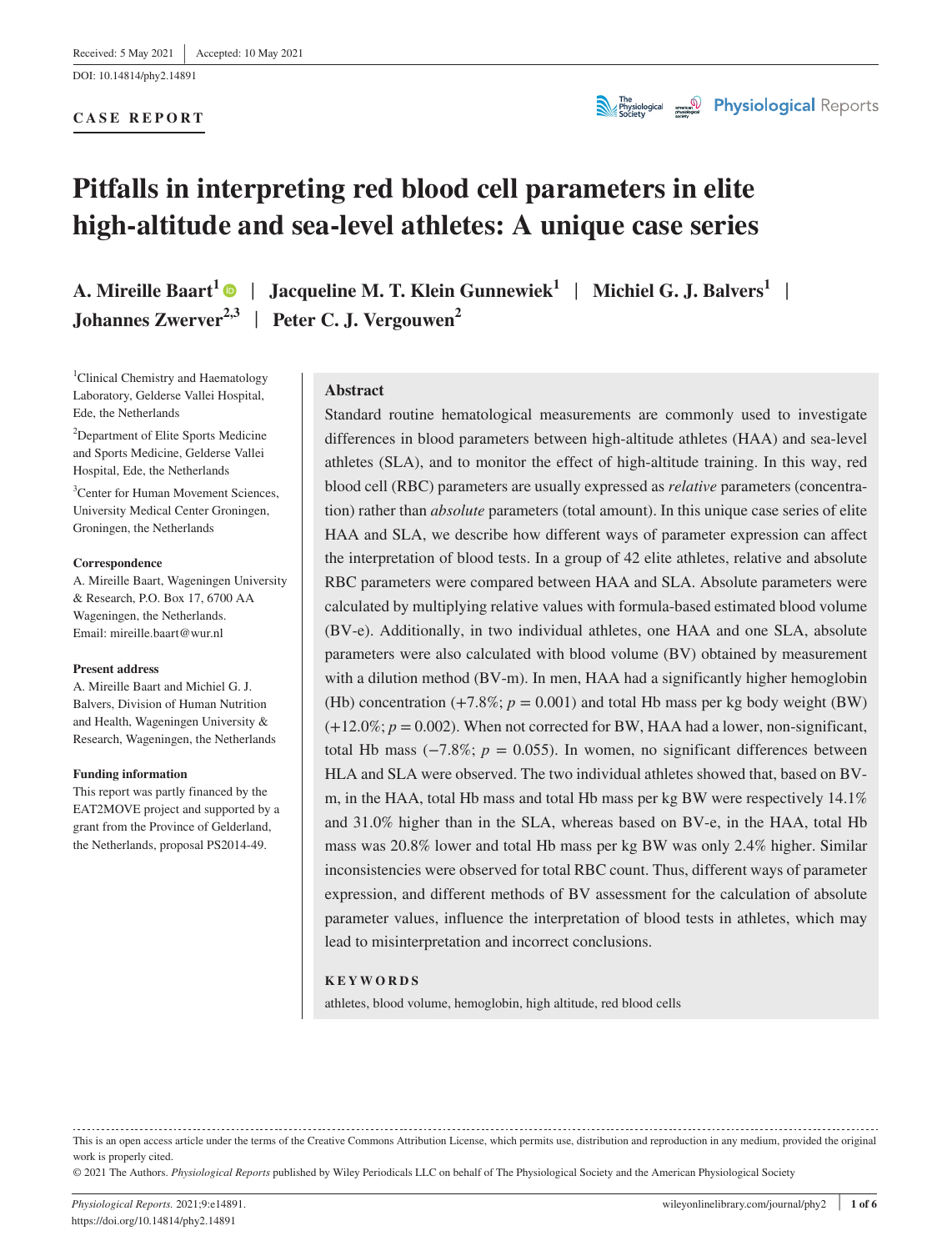Received: 5 May 2021 | Accepted: 10 May 2021

DOI: 10.14814/phy2.14891

**CASE REPORT**

# Pitfalls in interpreting red blood cell parameters in elite high-altitude and sea-level athletes: A unique case series

**A. Mireille Baart[1]** | **Jacqueline M. T. Klein Gunnewiek[1]** | **Michiel G. J. Balvers[1]** | **Johannes Zwerver[2,3]** | **Peter C. J. Vergouwen[2]**

[1]Clinical Chemistry and Haematology Laboratory, Gelderse Vallei Hospital, Ede, the Netherlands

[2]Department of Elite Sports Medicine and Sports Medicine, Gelderse Vallei Hospital, Ede, the Netherlands

[3]Center for Human Movement Sciences, University Medical Center Groningen, Groningen, the Netherlands

**Correspondence**
A. Mireille Baart, Wageningen University & Research, P.O. Box 17, 6700 AA Wageningen, the Netherlands.
Email: mireille.baart@wur.nl

**Present address**
A. Mireille Baart and Michiel G. J. Balvers, Division of Human Nutrition and Health, Wageningen University & Research, Wageningen, the Netherlands

**Funding information**
This report was partly financed by the EAT2MOVE project and supported by a grant from the Province of Gelderland, the Netherlands, proposal PS2014-49.

## Abstract

Standard routine hematological measurements are commonly used to investigate differences in blood parameters between high-altitude athletes (HAA) and sea-level athletes (SLA), and to monitor the effect of high-altitude training. In this way, red blood cell (RBC) parameters are usually expressed as *relative* parameters (concentration) rather than *absolute* parameters (total amount). In this unique case series of elite HAA and SLA, we describe how different ways of parameter expression can affect the interpretation of blood tests. In a group of 42 elite athletes, relative and absolute RBC parameters were compared between HAA and SLA. Absolute parameters were calculated by multiplying relative values with formula-based estimated blood volume (BV-e). Additionally, in two individual athletes, one HAA and one SLA, absolute parameters were also calculated with blood volume (BV) obtained by measurement with a dilution method (BV-m). In men, HAA had a significantly higher hemoglobin (Hb) concentration (+7.8%; $p = 0.001$) and total Hb mass per kg body weight (BW) (+12.0%; $p = 0.002$). When not corrected for BW, HAA had a lower, non-significant, total Hb mass (−7.8%; $p = 0.055$). In women, no significant differences between HLA and SLA were observed. The two individual athletes showed that, based on BV-m, in the HAA, total Hb mass and total Hb mass per kg BW were respectively 14.1% and 31.0% higher than in the SLA, whereas based on BV-e, in the HAA, total Hb mass was 20.8% lower and total Hb mass per kg BW was only 2.4% higher. Similar inconsistencies were observed for total RBC count. Thus, different ways of parameter expression, and different methods of BV assessment for the calculation of absolute parameter values, influence the interpretation of blood tests in athletes, which may lead to misinterpretation and incorrect conclusions.

**KEYWORDS**

athletes, blood volume, hemoglobin, high altitude, red blood cells

This is an open access article under the terms of the Creative Commons Attribution License, which permits use, distribution and reproduction in any medium, provided the original work is properly cited.

© 2021 The Authors. *Physiological Reports* published by Wiley Periodicals LLC on behalf of The Physiological Society and the American Physiological Society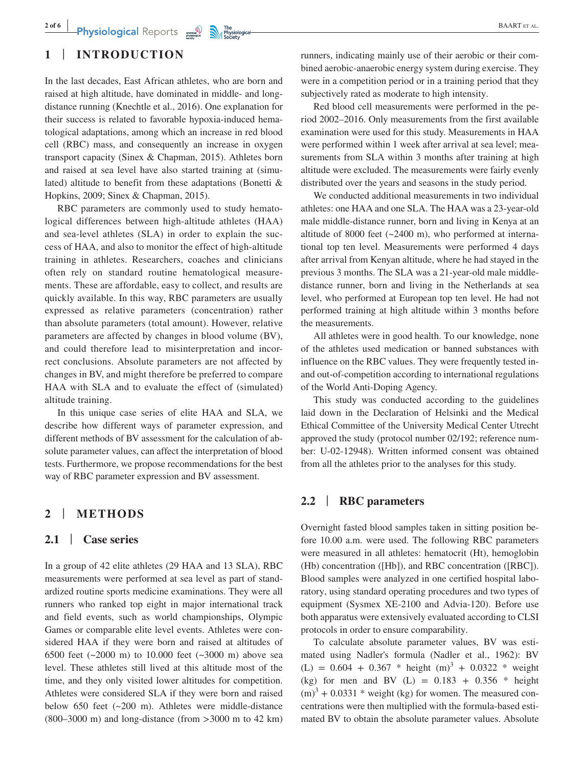## 1 | INTRODUCTION

In the last decades, East African athletes, who are born and raised at high altitude, have dominated in middle- and long-distance running (Knechtle et al., 2016). One explanation for their success is related to favorable hypoxia-induced hematological adaptations, among which an increase in red blood cell (RBC) mass, and consequently an increase in oxygen transport capacity (Sinex & Chapman, 2015). Athletes born and raised at sea level have also started training at (simulated) altitude to benefit from these adaptations (Bonetti & Hopkins, 2009; Sinex & Chapman, 2015).

RBC parameters are commonly used to study hematological differences between high-altitude athletes (HAA) and sea-level athletes (SLA) in order to explain the success of HAA, and also to monitor the effect of high-altitude training in athletes. Researchers, coaches and clinicians often rely on standard routine hematological measurements. These are affordable, easy to collect, and results are quickly available. In this way, RBC parameters are usually expressed as relative parameters (concentration) rather than absolute parameters (total amount). However, relative parameters are affected by changes in blood volume (BV), and could therefore lead to misinterpretation and incorrect conclusions. Absolute parameters are not affected by changes in BV, and might therefore be preferred to compare HAA with SLA and to evaluate the effect of (simulated) altitude training.

In this unique case series of elite HAA and SLA, we describe how different ways of parameter expression, and different methods of BV assessment for the calculation of absolute parameter values, can affect the interpretation of blood tests. Furthermore, we propose recommendations for the best way of RBC parameter expression and BV assessment.

## 2 | METHODS

### 2.1 | Case series

In a group of 42 elite athletes (29 HAA and 13 SLA), RBC measurements were performed at sea level as part of standardized routine sports medicine examinations. They were all runners who ranked top eight in major international track and field events, such as world championships, Olympic Games or comparable elite level events. Athletes were considered HAA if they were born and raised at altitudes of 6500 feet (~2000 m) to 10.000 feet (~3000 m) above sea level. These athletes still lived at this altitude most of the time, and they only visited lower altitudes for competition. Athletes were considered SLA if they were born and raised below 650 feet (~200 m). Athletes were middle-distance (800–3000 m) and long-distance (from >3000 m to 42 km) runners, indicating mainly use of their aerobic or their combined aerobic-anaerobic energy system during exercise. They were in a competition period or in a training period that they subjectively rated as moderate to high intensity.

Red blood cell measurements were performed in the period 2002–2016. Only measurements from the first available examination were used for this study. Measurements in HAA were performed within 1 week after arrival at sea level; measurements from SLA within 3 months after training at high altitude were excluded. The measurements were fairly evenly distributed over the years and seasons in the study period.

We conducted additional measurements in two individual athletes: one HAA and one SLA. The HAA was a 23-year-old male middle-distance runner, born and living in Kenya at an altitude of 8000 feet (~2400 m), who performed at international top ten level. Measurements were performed 4 days after arrival from Kenyan altitude, where he had stayed in the previous 3 months. The SLA was a 21-year-old male middle-distance runner, born and living in the Netherlands at sea level, who performed at European top ten level. He had not performed training at high altitude within 3 months before the measurements.

All athletes were in good health. To our knowledge, none of the athletes used medication or banned substances with influence on the RBC values. They were frequently tested in- and out-of-competition according to international regulations of the World Anti-Doping Agency.

This study was conducted according to the guidelines laid down in the Declaration of Helsinki and the Medical Ethical Committee of the University Medical Center Utrecht approved the study (protocol number 02/192; reference number: U-02-12948). Written informed consent was obtained from all the athletes prior to the analyses for this study.

### 2.2 | RBC parameters

Overnight fasted blood samples taken in sitting position before 10.00 a.m. were used. The following RBC parameters were measured in all athletes: hematocrit (Ht), hemoglobin (Hb) concentration ([Hb]), and RBC concentration ([RBC]). Blood samples were analyzed in one certified hospital laboratory, using standard operating procedures and two types of equipment (Sysmex XE-2100 and Advia-120). Before use both apparatus were extensively evaluated according to CLSI protocols in order to ensure comparability.

To calculate absolute parameter values, BV was estimated using Nadler's formula (Nadler et al., 1962): BV (L) = 0.604 + 0.367 * height (m)$^3$ + 0.0322 * weight (kg) for men and BV (L) = 0.183 + 0.356 * height (m)$^3$ + 0.0331 * weight (kg) for women. The measured concentrations were then multiplied with the formula-based estimated BV to obtain the absolute parameter values. Absolute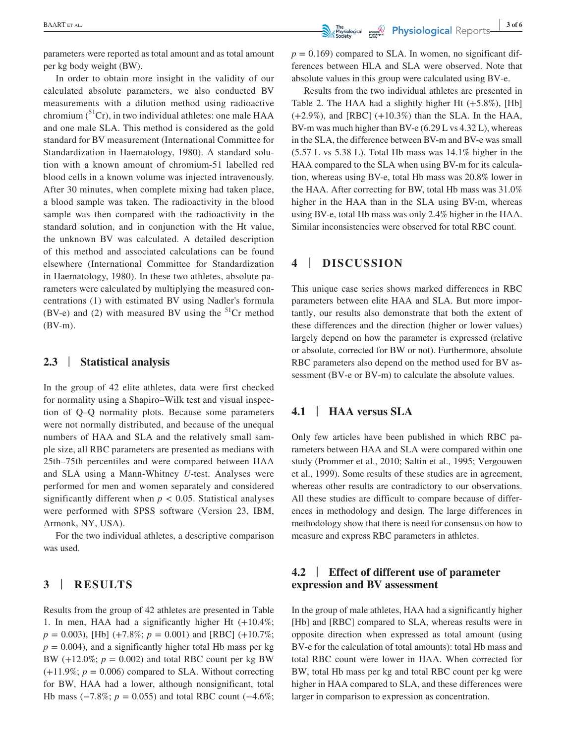parameters were reported as total amount and as total amount per kg body weight (BW).

In order to obtain more insight in the validity of our calculated absolute parameters, we also conducted BV measurements with a dilution method using radioactive chromium ($^{51}$Cr), in two individual athletes: one male HAA and one male SLA. This method is considered as the gold standard for BV measurement (International Committee for Standardization in Haematology, 1980). A standard solution with a known amount of chromium-51 labelled red blood cells in a known volume was injected intravenously. After 30 minutes, when complete mixing had taken place, a blood sample was taken. The radioactivity in the blood sample was then compared with the radioactivity in the standard solution, and in conjunction with the Ht value, the unknown BV was calculated. A detailed description of this method and associated calculations can be found elsewhere (International Committee for Standardization in Haematology, 1980). In these two athletes, absolute parameters were calculated by multiplying the measured concentrations (1) with estimated BV using Nadler's formula (BV-e) and (2) with measured BV using the $^{51}$Cr method (BV-m).

### 2.3 | Statistical analysis

In the group of 42 elite athletes, data were first checked for normality using a Shapiro–Wilk test and visual inspection of Q–Q normality plots. Because some parameters were not normally distributed, and because of the unequal numbers of HAA and SLA and the relatively small sample size, all RBC parameters are presented as medians with 25th–75th percentiles and were compared between HAA and SLA using a Mann-Whitney *U*-test. Analyses were performed for men and women separately and considered significantly different when $p < 0.05$. Statistical analyses were performed with SPSS software (Version 23, IBM, Armonk, NY, USA).

For the two individual athletes, a descriptive comparison was used.

## 3 | RESULTS

Results from the group of 42 athletes are presented in Table 1. In men, HAA had a significantly higher Ht (+10.4%; $p = 0.003$), [Hb] (+7.8%; $p = 0.001$) and [RBC] (+10.7%; $p = 0.004$), and a significantly higher total Hb mass per kg BW (+12.0%; $p = 0.002$) and total RBC count per kg BW (+11.9%; $p = 0.006$) compared to SLA. Without correcting for BW, HAA had a lower, although nonsignificant, total Hb mass (−7.8%; $p = 0.055$) and total RBC count (−4.6%; $p = 0.169$) compared to SLA. In women, no significant differences between HLA and SLA were observed. Note that absolute values in this group were calculated using BV-e.

Results from the two individual athletes are presented in Table 2. The HAA had a slightly higher Ht (+5.8%), [Hb] (+2.9%), and [RBC] (+10.3%) than the SLA. In the HAA, BV-m was much higher than BV-e (6.29 L vs 4.32 L), whereas in the SLA, the difference between BV-m and BV-e was small (5.57 L vs 5.38 L). Total Hb mass was 14.1% higher in the HAA compared to the SLA when using BV-m for its calculation, whereas using BV-e, total Hb mass was 20.8% lower in the HAA. After correcting for BW, total Hb mass was 31.0% higher in the HAA than in the SLA using BV-m, whereas using BV-e, total Hb mass was only 2.4% higher in the HAA. Similar inconsistencies were observed for total RBC count.

## 4 | DISCUSSION

This unique case series shows marked differences in RBC parameters between elite HAA and SLA. But more importantly, our results also demonstrate that both the extent of these differences and the direction (higher or lower values) largely depend on how the parameter is expressed (relative or absolute, corrected for BW or not). Furthermore, absolute RBC parameters also depend on the method used for BV assessment (BV-e or BV-m) to calculate the absolute values.

### 4.1 | HAA versus SLA

Only few articles have been published in which RBC parameters between HAA and SLA were compared within one study (Prommer et al., 2010; Saltin et al., 1995; Vergouwen et al., 1999). Some results of these studies are in agreement, whereas other results are contradictory to our observations. All these studies are difficult to compare because of differences in methodology and design. The large differences in methodology show that there is need for consensus on how to measure and express RBC parameters in athletes.

### 4.2 | Effect of different use of parameter expression and BV assessment

In the group of male athletes, HAA had a significantly higher [Hb] and [RBC] compared to SLA, whereas results were in opposite direction when expressed as total amount (using BV-e for the calculation of total amounts): total Hb mass and total RBC count were lower in HAA. When corrected for BW, total Hb mass per kg and total RBC count per kg were higher in HAA compared to SLA, and these differences were larger in comparison to expression as concentration.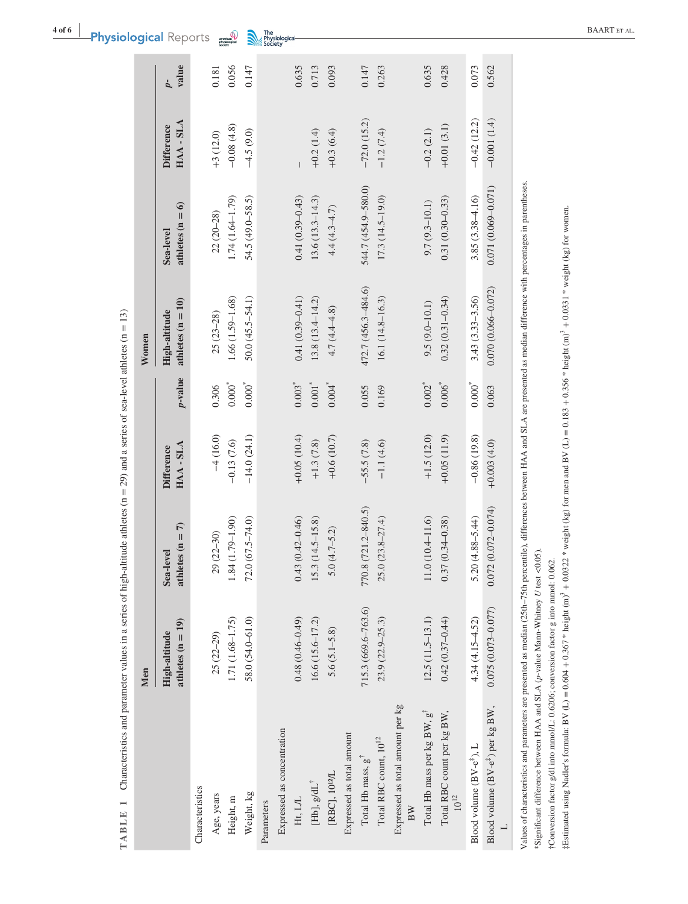**TABLE 1** Characteristics and parameter values in a series of high-altitude athletes (n = 29) and a series of sea-level athletes (n = 13)

| | Men | | | | Women | | | |
|---|---|---|---|---|---|---|---|---|
| | High-altitude athletes (n = 19) | Sea-level athletes (n = 7) | Difference HAA - SLA | p-value | High-altitude athletes (n = 10) | Sea-level athletes (n = 6) | Difference HAA - SLA | p-value |
| **Characteristics** | | | | | | | | |
| Age, years | 25 (22–29) | 29 (22–30) | −4 (16.0) | 0.306 | 25 (23–28) | 22 (20–28) | +3 (12.0) | 0.181 |
| Height, m | 1.71 (1.68–1.75) | 1.84 (1.79–1.90) | −0.13 (7.6) | 0.000* | 1.66 (1.59–1.68) | 1.74 (1.64–1.79) | −0.08 (4.8) | 0.056 |
| Weight, kg | 58.0 (54.0–61.0) | 72.0 (67.5–74.0) | −14.0 (24.1) | 0.000* | 50.0 (45.5–54.1) | 54.5 (49.0–58.5) | −4.5 (9.0) | 0.147 |
| **Parameters** | | | | | | | | |
| Expressed as concentration | | | | | | | | |
| Ht, L/L | 0.48 (0.46–0.49) | 0.43 (0.42–0.46) | +0.05 (10.4) | 0.003* | 0.41 (0.39–0.41) | 0.41 (0.39–0.43) | – | 0.635 |
| [Hb], g/dL† | 16.6 (15.6–17.2) | 15.3 (14.5–15.8) | +1.3 (7.8) | 0.001* | 13.8 (13.4–14.2) | 13.6 (13.3–14.3) | +0.2 (1.4) | 0.713 |
| [RBC], $10^{12}$/L | 5.6 (5.1–5.8) | 5.0 (4.7–5.2) | +0.6 (10.7) | 0.004* | 4.7 (4.4–4.8) | 4.4 (4.3–4.7) | +0.3 (6.4) | 0.093 |
| Expressed as total amount | | | | | | | | |
| Total Hb mass, g† | 715.3 (669.6–763.6) | 770.8 (721.2–840.5) | −55.5 (7.8) | 0.055 | 472.7 (456.3–484.6) | 544.7 (454.9–580.0) | −72.0 (15.2) | 0.147 |
| Total RBC count, $10^{12}$ | 23.9 (22.9–25.3) | 25.0 (23.8–27.4) | −1.1 (4.6) | 0.169 | 16.1 (14.8–16.3) | 17.3 (14.5–19.0) | −1.2 (7.4) | 0.263 |
| Expressed as total amount per kg BW | | | | | | | | |
| Total Hb mass per kg BW, g† | 12.5 (11.5–13.1) | 11.0 (10.4–11.6) | +1.5 (12.0) | 0.002* | 9.5 (9.0–10.1) | 9.7 (9.3–10.1) | −0.2 (2.1) | 0.635 |
| Total RBC count per kg BW, $10^{12}$ | 0.42 (0.37–0.44) | 0.37 (0.34–0.38) | +0.05 (11.9) | 0.006* | 0.32 (0.31–0.34) | 0.31 (0.30–0.33) | +0.01 (3.1) | 0.428 |
| Blood volume (BV-e‡), L | 4.34 (4.15–4.52) | 5.20 (4.88–5.44) | −0.86 (19.8) | 0.000* | 3.43 (3.33–3.56) | 3.85 (3.38–4.16) | −0.42 (12.2) | 0.073 |
| Blood volume (BV-e‡) per kg BW, L | 0.075 (0.073–0.077) | 0.072 (0.072–0.074) | +0.003 (4.0) | 0.063 | 0.070 (0.066–0.072) | 0.071 (0.069–0.071) | −0.001 (1.4) | 0.562 |

Values of characteristics and parameters are presented as median (25th–75th percentile), differences between HAA and SLA are presented as median difference with percentages in parentheses.

*Significant difference between HAA and SLA (p-value Mann-Whitney U test <0.05).

†Conversion factor g/dl into mmol/L: 0.6206; conversion factor g into mmol: 0.062.

‡Estimated using Nadler's formula: BV (L) = 0.604 + 0.367 * height (m)$^3$ + 0.0322 * weight (kg) for men and BV (L) = 0.183 + 0.356 * height (m)$^3$ + 0.0331 * weight (kg) for women.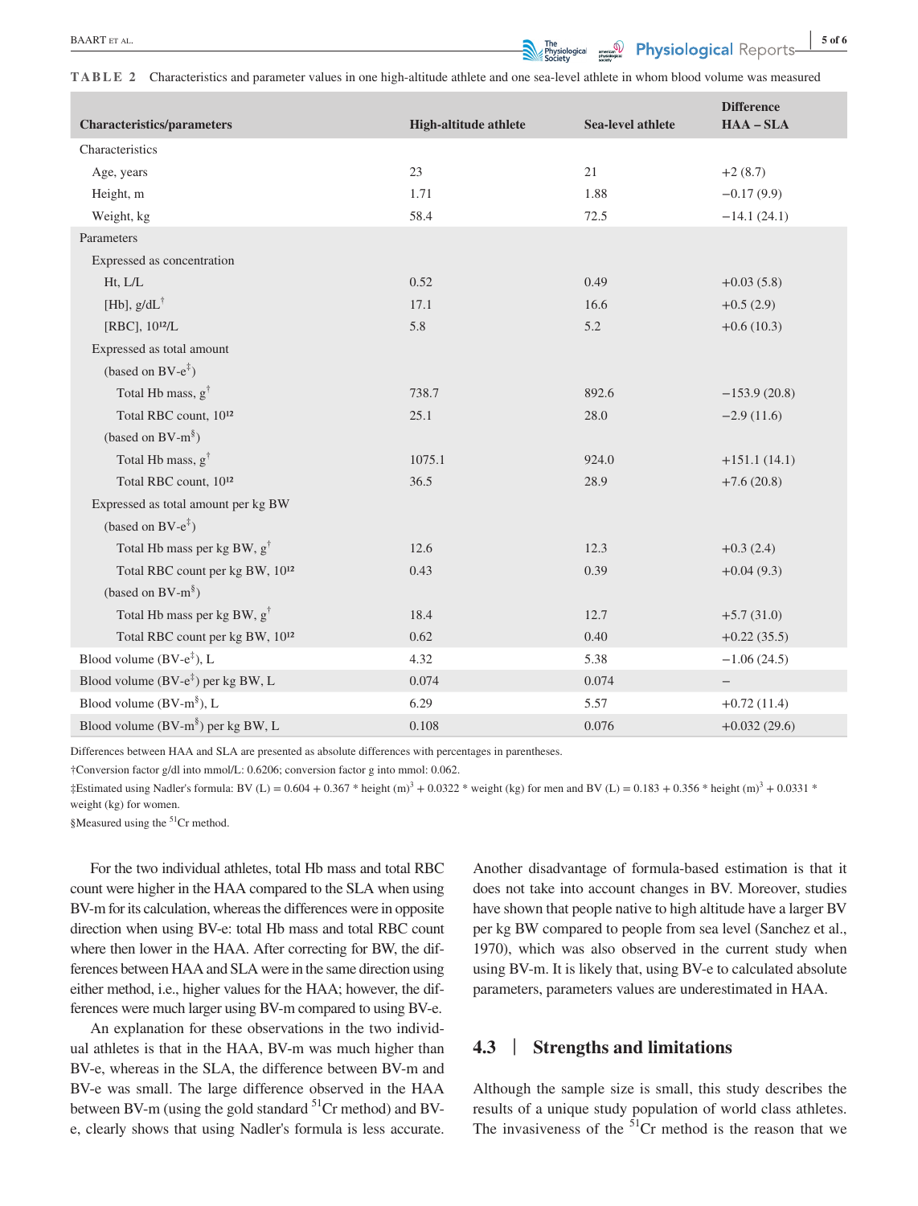**TABLE 2** Characteristics and parameter values in one high-altitude athlete and one sea-level athlete in whom blood volume was measured

| Characteristics/parameters | High-altitude athlete | Sea-level athlete | Difference HAA – SLA |
|---|---|---|---|
| Characteristics | | | |
| Age, years | 23 | 21 | +2 (8.7) |
| Height, m | 1.71 | 1.88 | −0.17 (9.9) |
| Weight, kg | 58.4 | 72.5 | −14.1 (24.1) |
| Parameters | | | |
| Expressed as concentration | | | |
| Ht, L/L | 0.52 | 0.49 | +0.03 (5.8) |
| [Hb], g/dL† | 17.1 | 16.6 | +0.5 (2.9) |
| [RBC], $10^{12}$/L | 5.8 | 5.2 | +0.6 (10.3) |
| Expressed as total amount | | | |
| (based on BV-e‡) | | | |
| Total Hb mass, g† | 738.7 | 892.6 | −153.9 (20.8) |
| Total RBC count, $10^{12}$ | 25.1 | 28.0 | −2.9 (11.6) |
| (based on BV-m§) | | | |
| Total Hb mass, g† | 1075.1 | 924.0 | +151.1 (14.1) |
| Total RBC count, $10^{12}$ | 36.5 | 28.9 | +7.6 (20.8) |
| Expressed as total amount per kg BW | | | |
| (based on BV-e‡) | | | |
| Total Hb mass per kg BW, g† | 12.6 | 12.3 | +0.3 (2.4) |
| Total RBC count per kg BW, $10^{12}$ | 0.43 | 0.39 | +0.04 (9.3) |
| (based on BV-m§) | | | |
| Total Hb mass per kg BW, g† | 18.4 | 12.7 | +5.7 (31.0) |
| Total RBC count per kg BW, $10^{12}$ | 0.62 | 0.40 | +0.22 (35.5) |
| Blood volume (BV-e‡), L | 4.32 | 5.38 | −1.06 (24.5) |
| Blood volume (BV-e‡) per kg BW, L | 0.074 | 0.074 | – |
| Blood volume (BV-m§), L | 6.29 | 5.57 | +0.72 (11.4) |
| Blood volume (BV-m§) per kg BW, L | 0.108 | 0.076 | +0.032 (29.6) |

Differences between HAA and SLA are presented as absolute differences with percentages in parentheses.

†Conversion factor g/dl into mmol/L: 0.6206; conversion factor g into mmol: 0.062.

‡Estimated using Nadler's formula: BV (L) = 0.604 + 0.367 * height (m)$^3$ + 0.0322 * weight (kg) for men and BV (L) = 0.183 + 0.356 * height (m)$^3$ + 0.0331 * weight (kg) for women.

§Measured using the $^{51}$Cr method.

For the two individual athletes, total Hb mass and total RBC count were higher in the HAA compared to the SLA when using BV-m for its calculation, whereas the differences were in opposite direction when using BV-e: total Hb mass and total RBC count where then lower in the HAA. After correcting for BW, the differences between HAA and SLA were in the same direction using either method, i.e., higher values for the HAA; however, the differences were much larger using BV-m compared to using BV-e.

An explanation for these observations in the two individual athletes is that in the HAA, BV-m was much higher than BV-e, whereas in the SLA, the difference between BV-m and BV-e was small. The large difference observed in the HAA between BV-m (using the gold standard $^{51}$Cr method) and BV-e, clearly shows that using Nadler's formula is less accurate. Another disadvantage of formula-based estimation is that it does not take into account changes in BV. Moreover, studies have shown that people native to high altitude have a larger BV per kg BW compared to people from sea level (Sanchez et al., 1970), which was also observed in the current study when using BV-m. It is likely that, using BV-e to calculated absolute parameters, parameters values are underestimated in HAA.

## 4.3 | Strengths and limitations

Although the sample size is small, this study describes the results of a unique study population of world class athletes. The invasiveness of the $^{51}$Cr method is the reason that we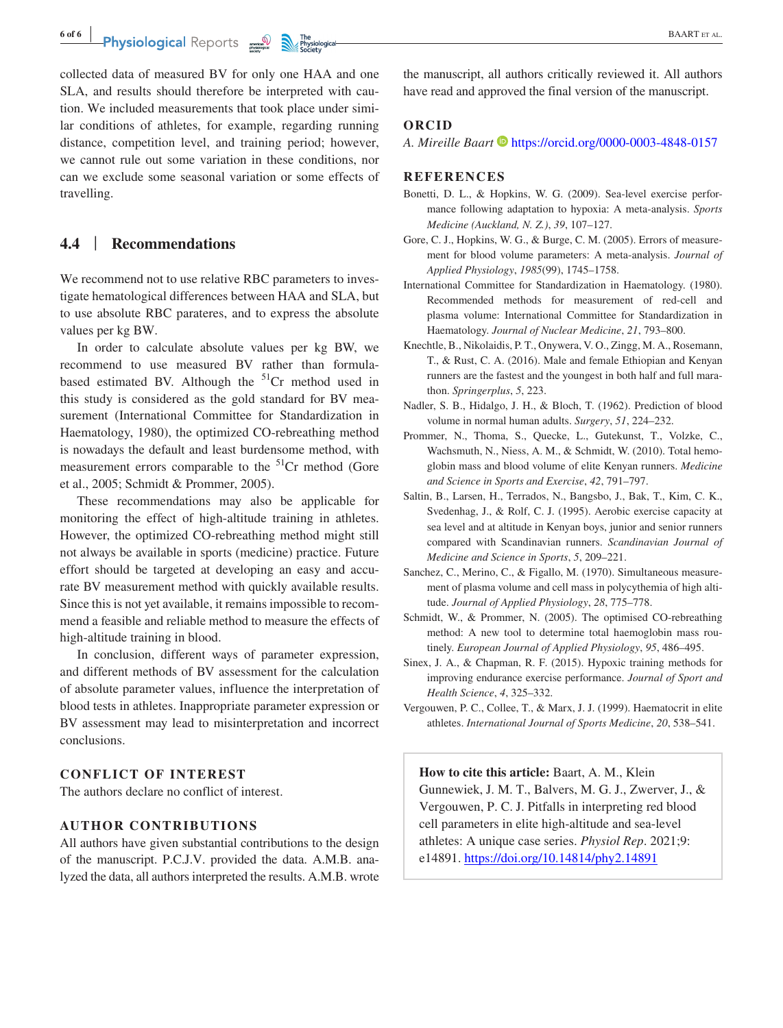collected data of measured BV for only one HAA and one SLA, and results should therefore be interpreted with caution. We included measurements that took place under similar conditions of athletes, for example, regarding running distance, competition level, and training period; however, we cannot rule out some variation in these conditions, nor can we exclude some seasonal variation or some effects of travelling.

### 4.4 | Recommendations

We recommend not to use relative RBC parameters to investigate hematological differences between HAA and SLA, but to use absolute RBC parateres, and to express the absolute values per kg BW.

In order to calculate absolute values per kg BW, we recommend to use measured BV rather than formula-based estimated BV. Although the $^{51}$Cr method used in this study is considered as the gold standard for BV measurement (International Committee for Standardization in Haematology, 1980), the optimized CO-rebreathing method is nowadays the default and least burdensome method, with measurement errors comparable to the $^{51}$Cr method (Gore et al., 2005; Schmidt & Prommer, 2005).

These recommendations may also be applicable for monitoring the effect of high-altitude training in athletes. However, the optimized CO-rebreathing method might still not always be available in sports (medicine) practice. Future effort should be targeted at developing an easy and accurate BV measurement method with quickly available results. Since this is not yet available, it remains impossible to recommend a feasible and reliable method to measure the effects of high-altitude training in blood.

In conclusion, different ways of parameter expression, and different methods of BV assessment for the calculation of absolute parameter values, influence the interpretation of blood tests in athletes. Inappropriate parameter expression or BV assessment may lead to misinterpretation and incorrect conclusions.

## CONFLICT OF INTEREST

The authors declare no conflict of interest.

## AUTHOR CONTRIBUTIONS

All authors have given substantial contributions to the design of the manuscript. P.C.J.V. provided the data. A.M.B. analyzed the data, all authors interpreted the results. A.M.B. wrote the manuscript, all authors critically reviewed it. All authors have read and approved the final version of the manuscript.

## ORCID

*A. Mireille Baart* https://orcid.org/0000-0003-4848-0157

## REFERENCES

Bonetti, D. L., & Hopkins, W. G. (2009). Sea-level exercise performance following adaptation to hypoxia: A meta-analysis. *Sports Medicine (Auckland, N. Z.)*, *39*, 107–127.

Gore, C. J., Hopkins, W. G., & Burge, C. M. (2005). Errors of measurement for blood volume parameters: A meta-analysis. *Journal of Applied Physiology*, *1985*(99), 1745–1758.

International Committee for Standardization in Haematology. (1980). Recommended methods for measurement of red-cell and plasma volume: International Committee for Standardization in Haematology. *Journal of Nuclear Medicine*, *21*, 793–800.

Knechtle, B., Nikolaidis, P. T., Onywera, V. O., Zingg, M. A., Rosemann, T., & Rust, C. A. (2016). Male and female Ethiopian and Kenyan runners are the fastest and the youngest in both half and full marathon. *Springerplus*, *5*, 223.

Nadler, S. B., Hidalgo, J. H., & Bloch, T. (1962). Prediction of blood volume in normal human adults. *Surgery*, *51*, 224–232.

Prommer, N., Thoma, S., Quecke, L., Gutekunst, T., Volzke, C., Wachsmuth, N., Niess, A. M., & Schmidt, W. (2010). Total hemoglobin mass and blood volume of elite Kenyan runners. *Medicine and Science in Sports and Exercise*, *42*, 791–797.

Saltin, B., Larsen, H., Terrados, N., Bangsbo, J., Bak, T., Kim, C. K., Svedenhag, J., & Rolf, C. J. (1995). Aerobic exercise capacity at sea level and at altitude in Kenyan boys, junior and senior runners compared with Scandinavian runners. *Scandinavian Journal of Medicine and Science in Sports*, *5*, 209–221.

Sanchez, C., Merino, C., & Figallo, M. (1970). Simultaneous measurement of plasma volume and cell mass in polycythemia of high altitude. *Journal of Applied Physiology*, *28*, 775–778.

Schmidt, W., & Prommer, N. (2005). The optimised CO-rebreathing method: A new tool to determine total haemoglobin mass routinely. *European Journal of Applied Physiology*, *95*, 486–495.

Sinex, J. A., & Chapman, R. F. (2015). Hypoxic training methods for improving endurance exercise performance. *Journal of Sport and Health Science*, *4*, 325–332.

Vergouwen, P. C., Collee, T., & Marx, J. J. (1999). Haematocrit in elite athletes. *International Journal of Sports Medicine*, *20*, 538–541.

**How to cite this article:** Baart, A. M., Klein Gunnewiek, J. M. T., Balvers, M. G. J., Zwerver, J., & Vergouwen, P. C. J. Pitfalls in interpreting red blood cell parameters in elite high-altitude and sea-level athletes: A unique case series. *Physiol Rep*. 2021;9:e14891. https://doi.org/10.14814/phy2.14891